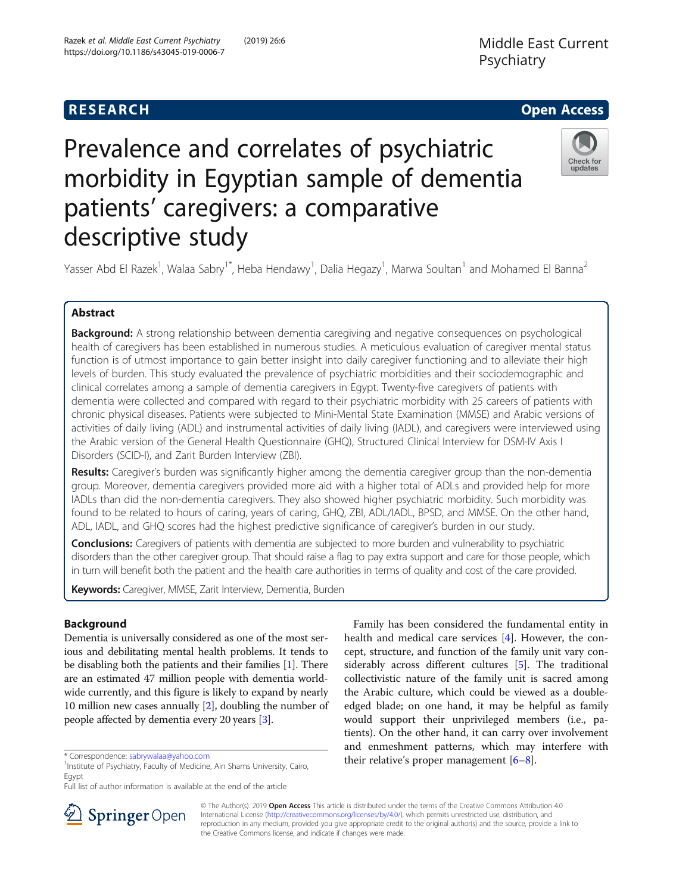RESEARCH Open Access

# Prevalence and correlates of psychiatric morbidity in Egyptian sample of dementia patients' caregivers: a comparative descriptive study

Yasser Abd El Razek[1], Walaa Sabry[1*], Heba Hendawy[1], Dalia Hegazy[1], Marwa Soultan[1] and Mohamed El Banna[2]

## Abstract

**Background:** A strong relationship between dementia caregiving and negative consequences on psychological health of caregivers has been established in numerous studies. A meticulous evaluation of caregiver mental status function is of utmost importance to gain better insight into daily caregiver functioning and to alleviate their high levels of burden. This study evaluated the prevalence of psychiatric morbidities and their sociodemographic and clinical correlates among a sample of dementia caregivers in Egypt. Twenty-five caregivers of patients with dementia were collected and compared with regard to their psychiatric morbidity with 25 careers of patients with chronic physical diseases. Patients were subjected to Mini-Mental State Examination (MMSE) and Arabic versions of activities of daily living (ADL) and instrumental activities of daily living (IADL), and caregivers were interviewed using the Arabic version of the General Health Questionnaire (GHQ), Structured Clinical Interview for DSM-IV Axis I Disorders (SCID-I), and Zarit Burden Interview (ZBI).

**Results:** Caregiver's burden was significantly higher among the dementia caregiver group than the non-dementia group. Moreover, dementia caregivers provided more aid with a higher total of ADLs and provided help for more IADLs than did the non-dementia caregivers. They also showed higher psychiatric morbidity. Such morbidity was found to be related to hours of caring, years of caring, GHQ, ZBI, ADL/IADL, BPSD, and MMSE. On the other hand, ADL, IADL, and GHQ scores had the highest predictive significance of caregiver's burden in our study.

**Conclusions:** Caregivers of patients with dementia are subjected to more burden and vulnerability to psychiatric disorders than the other caregiver group. That should raise a flag to pay extra support and care for those people, which in turn will benefit both the patient and the health care authorities in terms of quality and cost of the care provided.

**Keywords:** Caregiver, MMSE, Zarit Interview, Dementia, Burden

## Background

Dementia is universally considered as one of the most serious and debilitating mental health problems. It tends to be disabling both the patients and their families [1]. There are an estimated 47 million people with dementia worldwide currently, and this figure is likely to expand by nearly 10 million new cases annually [2], doubling the number of people affected by dementia every 20 years [3].

Family has been considered the fundamental entity in health and medical care services [4]. However, the concept, structure, and function of the family unit vary considerably across different cultures [5]. The traditional collectivistic nature of the family unit is sacred among the Arabic culture, which could be viewed as a double-edged blade; on one hand, it may be helpful as family would support their unprivileged members (i.e., patients). On the other hand, it can carry over involvement and enmeshment patterns, which may interfere with their relative's proper management [6–8].

* Correspondence: sabrywalaa@yahoo.com
[1]Institute of Psychiatry, Faculty of Medicine, Ain Shams University, Cairo, Egypt
Full list of author information is available at the end of the article

© The Author(s). 2019 **Open Access** This article is distributed under the terms of the Creative Commons Attribution 4.0 International License (http://creativecommons.org/licenses/by/4.0/), which permits unrestricted use, distribution, and reproduction in any medium, provided you give appropriate credit to the original author(s) and the source, provide a link to the Creative Commons license, and indicate if changes were made.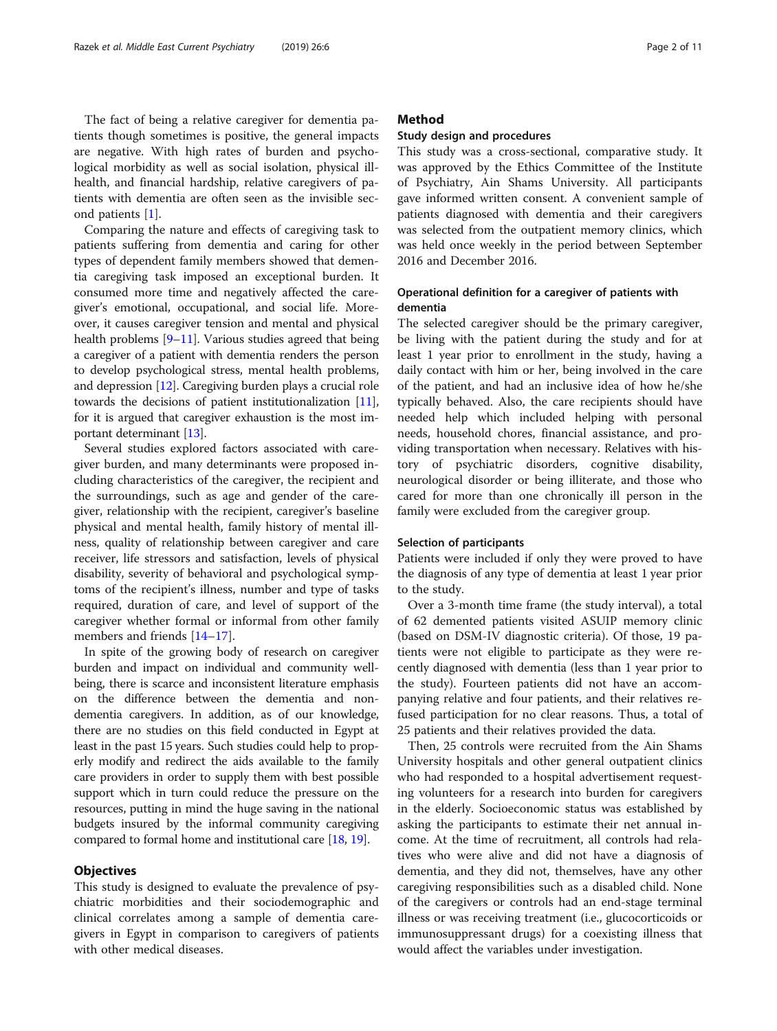The fact of being a relative caregiver for dementia patients though sometimes is positive, the general impacts are negative. With high rates of burden and psychological morbidity as well as social isolation, physical ill-health, and financial hardship, relative caregivers of patients with dementia are often seen as the invisible second patients [1].

Comparing the nature and effects of caregiving task to patients suffering from dementia and caring for other types of dependent family members showed that dementia caregiving task imposed an exceptional burden. It consumed more time and negatively affected the caregiver's emotional, occupational, and social life. Moreover, it causes caregiver tension and mental and physical health problems [9–11]. Various studies agreed that being a caregiver of a patient with dementia renders the person to develop psychological stress, mental health problems, and depression [12]. Caregiving burden plays a crucial role towards the decisions of patient institutionalization [11], for it is argued that caregiver exhaustion is the most important determinant [13].

Several studies explored factors associated with caregiver burden, and many determinants were proposed including characteristics of the caregiver, the recipient and the surroundings, such as age and gender of the caregiver, relationship with the recipient, caregiver's baseline physical and mental health, family history of mental illness, quality of relationship between caregiver and care receiver, life stressors and satisfaction, levels of physical disability, severity of behavioral and psychological symptoms of the recipient's illness, number and type of tasks required, duration of care, and level of support of the caregiver whether formal or informal from other family members and friends [14–17].

In spite of the growing body of research on caregiver burden and impact on individual and community well-being, there is scarce and inconsistent literature emphasis on the difference between the dementia and non-dementia caregivers. In addition, as of our knowledge, there are no studies on this field conducted in Egypt at least in the past 15 years. Such studies could help to properly modify and redirect the aids available to the family care providers in order to supply them with best possible support which in turn could reduce the pressure on the resources, putting in mind the huge saving in the national budgets insured by the informal community caregiving compared to formal home and institutional care [18, 19].

## Objectives

This study is designed to evaluate the prevalence of psychiatric morbidities and their sociodemographic and clinical correlates among a sample of dementia caregivers in Egypt in comparison to caregivers of patients with other medical diseases.

## Method

### Study design and procedures

This study was a cross-sectional, comparative study. It was approved by the Ethics Committee of the Institute of Psychiatry, Ain Shams University. All participants gave informed written consent. A convenient sample of patients diagnosed with dementia and their caregivers was selected from the outpatient memory clinics, which was held once weekly in the period between September 2016 and December 2016.

### Operational definition for a caregiver of patients with dementia

The selected caregiver should be the primary caregiver, be living with the patient during the study and for at least 1 year prior to enrollment in the study, having a daily contact with him or her, being involved in the care of the patient, and had an inclusive idea of how he/she typically behaved. Also, the care recipients should have needed help which included helping with personal needs, household chores, financial assistance, and providing transportation when necessary. Relatives with history of psychiatric disorders, cognitive disability, neurological disorder or being illiterate, and those who cared for more than one chronically ill person in the family were excluded from the caregiver group.

### Selection of participants

Patients were included if only they were proved to have the diagnosis of any type of dementia at least 1 year prior to the study.

Over a 3-month time frame (the study interval), a total of 62 demented patients visited ASUIP memory clinic (based on DSM-IV diagnostic criteria). Of those, 19 patients were not eligible to participate as they were recently diagnosed with dementia (less than 1 year prior to the study). Fourteen patients did not have an accompanying relative and four patients, and their relatives refused participation for no clear reasons. Thus, a total of 25 patients and their relatives provided the data.

Then, 25 controls were recruited from the Ain Shams University hospitals and other general outpatient clinics who had responded to a hospital advertisement requesting volunteers for a research into burden for caregivers in the elderly. Socioeconomic status was established by asking the participants to estimate their net annual income. At the time of recruitment, all controls had relatives who were alive and did not have a diagnosis of dementia, and they did not, themselves, have any other caregiving responsibilities such as a disabled child. None of the caregivers or controls had an end-stage terminal illness or was receiving treatment (i.e., glucocorticoids or immunosuppressant drugs) for a coexisting illness that would affect the variables under investigation.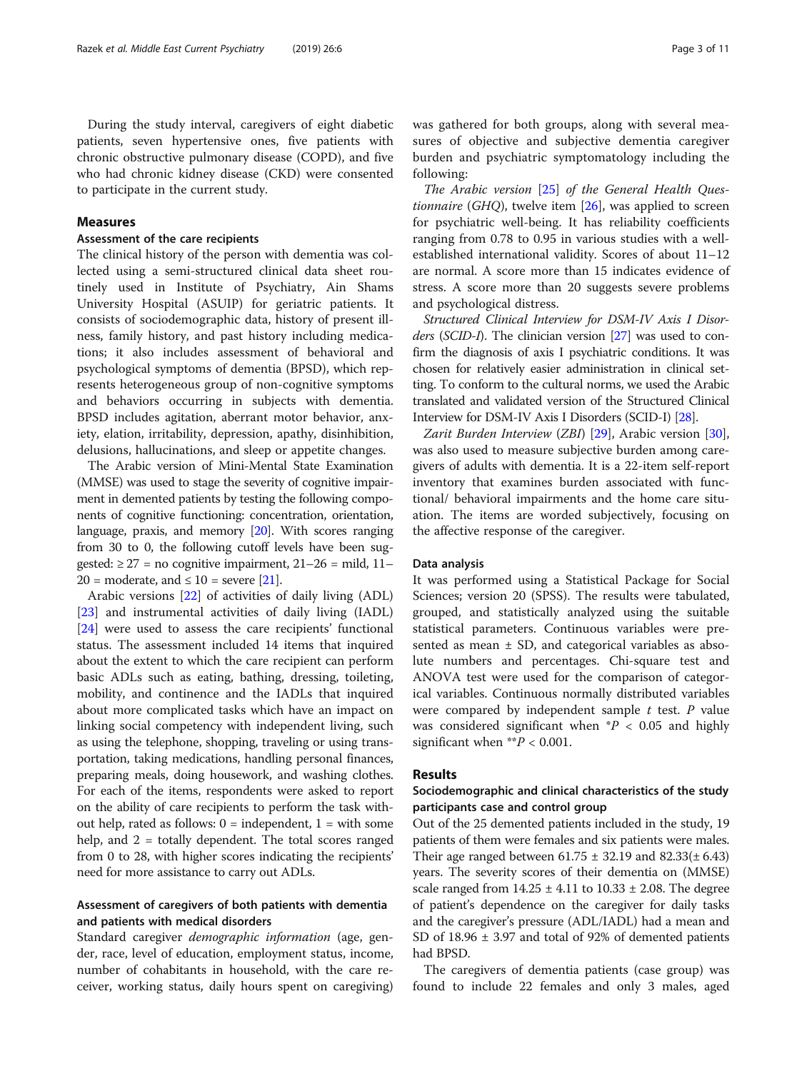During the study interval, caregivers of eight diabetic patients, seven hypertensive ones, five patients with chronic obstructive pulmonary disease (COPD), and five who had chronic kidney disease (CKD) were consented to participate in the current study.

## Measures

### Assessment of the care recipients

The clinical history of the person with dementia was collected using a semi-structured clinical data sheet routinely used in Institute of Psychiatry, Ain Shams University Hospital (ASUIP) for geriatric patients. It consists of sociodemographic data, history of present illness, family history, and past history including medications; it also includes assessment of behavioral and psychological symptoms of dementia (BPSD), which represents heterogeneous group of non-cognitive symptoms and behaviors occurring in subjects with dementia. BPSD includes agitation, aberrant motor behavior, anxiety, elation, irritability, depression, apathy, disinhibition, delusions, hallucinations, and sleep or appetite changes.

The Arabic version of Mini-Mental State Examination (MMSE) was used to stage the severity of cognitive impairment in demented patients by testing the following components of cognitive functioning: concentration, orientation, language, praxis, and memory [20]. With scores ranging from 30 to 0, the following cutoff levels have been suggested: ≥ 27 = no cognitive impairment, 21–26 = mild, 11–20 = moderate, and ≤ 10 = severe [21].

Arabic versions [22] of activities of daily living (ADL) [23] and instrumental activities of daily living (IADL) [24] were used to assess the care recipients' functional status. The assessment included 14 items that inquired about the extent to which the care recipient can perform basic ADLs such as eating, bathing, dressing, toileting, mobility, and continence and the IADLs that inquired about more complicated tasks which have an impact on linking social competency with independent living, such as using the telephone, shopping, traveling or using transportation, taking medications, handling personal finances, preparing meals, doing housework, and washing clothes. For each of the items, respondents were asked to report on the ability of care recipients to perform the task without help, rated as follows: 0 = independent, 1 = with some help, and 2 = totally dependent. The total scores ranged from 0 to 28, with higher scores indicating the recipients' need for more assistance to carry out ADLs.

### Assessment of caregivers of both patients with dementia and patients with medical disorders

Standard caregiver *demographic information* (age, gender, race, level of education, employment status, income, number of cohabitants in household, with the care receiver, working status, daily hours spent on caregiving) was gathered for both groups, along with several measures of objective and subjective dementia caregiver burden and psychiatric symptomatology including the following:

*The Arabic version* [25] *of the General Health Questionnaire* (*GHQ*), twelve item [26], was applied to screen for psychiatric well-being. It has reliability coefficients ranging from 0.78 to 0.95 in various studies with a well-established international validity. Scores of about 11–12 are normal. A score more than 15 indicates evidence of stress. A score more than 20 suggests severe problems and psychological distress.

*Structured Clinical Interview for DSM-IV Axis I Disorders* (*SCID-I*). The clinician version [27] was used to confirm the diagnosis of axis I psychiatric conditions. It was chosen for relatively easier administration in clinical setting. To conform to the cultural norms, we used the Arabic translated and validated version of the Structured Clinical Interview for DSM-IV Axis I Disorders (SCID-I) [28].

*Zarit Burden Interview* (*ZBI*) [29], Arabic version [30], was also used to measure subjective burden among caregivers of adults with dementia. It is a 22-item self-report inventory that examines burden associated with functional/ behavioral impairments and the home care situation. The items are worded subjectively, focusing on the affective response of the caregiver.

### Data analysis

It was performed using a Statistical Package for Social Sciences; version 20 (SPSS). The results were tabulated, grouped, and statistically analyzed using the suitable statistical parameters. Continuous variables were presented as mean ± SD, and categorical variables as absolute numbers and percentages. Chi-square test and ANOVA test were used for the comparison of categorical variables. Continuous normally distributed variables were compared by independent sample *t* test. *P* value was considered significant when $^*P < 0.05$ and highly significant when $^{**}P < 0.001$.

## Results

### Sociodemographic and clinical characteristics of the study participants case and control group

Out of the 25 demented patients included in the study, 19 patients of them were females and six patients were males. Their age ranged between 61.75 ± 32.19 and 82.33(± 6.43) years. The severity scores of their dementia on (MMSE) scale ranged from 14.25 ± 4.11 to 10.33 ± 2.08. The degree of patient's dependence on the caregiver for daily tasks and the caregiver's pressure (ADL/IADL) had a mean and SD of 18.96 ± 3.97 and total of 92% of demented patients had BPSD.

The caregivers of dementia patients (case group) was found to include 22 females and only 3 males, aged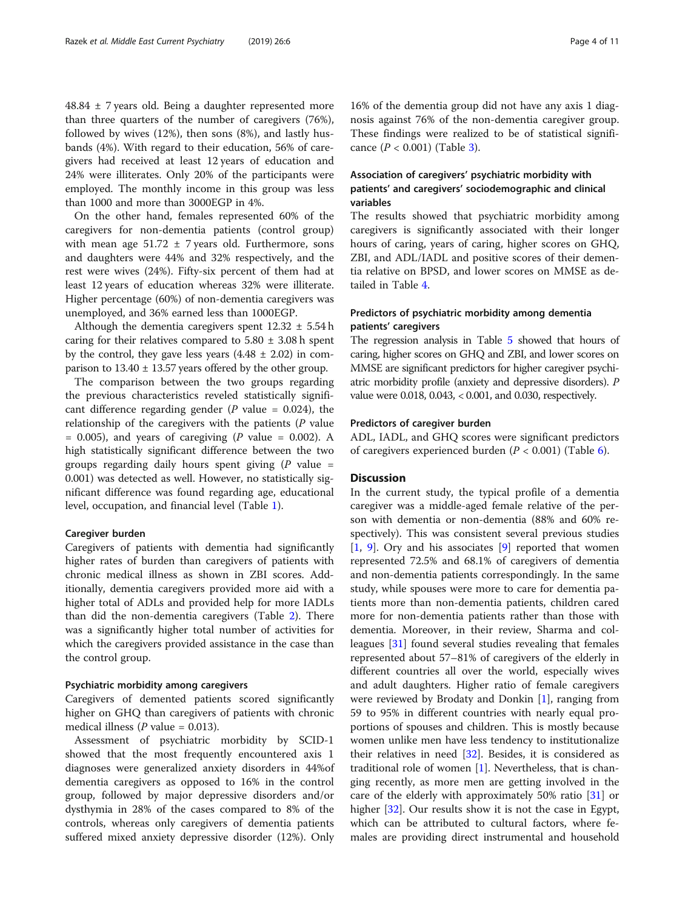48.84 ± 7 years old. Being a daughter represented more than three quarters of the number of caregivers (76%), followed by wives (12%), then sons (8%), and lastly husbands (4%). With regard to their education, 56% of caregivers had received at least 12 years of education and 24% were illiterates. Only 20% of the participants were employed. The monthly income in this group was less than 1000 and more than 3000EGP in 4%.

On the other hand, females represented 60% of the caregivers for non-dementia patients (control group) with mean age 51.72 ± 7 years old. Furthermore, sons and daughters were 44% and 32% respectively, and the rest were wives (24%). Fifty-six percent of them had at least 12 years of education whereas 32% were illiterate. Higher percentage (60%) of non-dementia caregivers was unemployed, and 36% earned less than 1000EGP.

Although the dementia caregivers spent 12.32 ± 5.54 h caring for their relatives compared to 5.80 ± 3.08 h spent by the control, they gave less years (4.48 ± 2.02) in comparison to 13.40 ± 13.57 years offered by the other group.

The comparison between the two groups regarding the previous characteristics reveled statistically significant difference regarding gender ($P$ value = 0.024), the relationship of the caregivers with the patients ($P$ value = 0.005), and years of caregiving ($P$ value = 0.002). A high statistically significant difference between the two groups regarding daily hours spent giving ($P$ value = 0.001) was detected as well. However, no statistically significant difference was found regarding age, educational level, occupation, and financial level (Table 1).

### Caregiver burden

Caregivers of patients with dementia had significantly higher rates of burden than caregivers of patients with chronic medical illness as shown in ZBI scores. Additionally, dementia caregivers provided more aid with a higher total of ADLs and provided help for more IADLs than did the non-dementia caregivers (Table 2). There was a significantly higher total number of activities for which the caregivers provided assistance in the case than the control group.

### Psychiatric morbidity among caregivers

Caregivers of demented patients scored significantly higher on GHQ than caregivers of patients with chronic medical illness ($P$ value = 0.013).

Assessment of psychiatric morbidity by SCID-1 showed that the most frequently encountered axis 1 diagnoses were generalized anxiety disorders in 44%of dementia caregivers as opposed to 16% in the control group, followed by major depressive disorders and/or dysthymia in 28% of the cases compared to 8% of the controls, whereas only caregivers of dementia patients suffered mixed anxiety depressive disorder (12%). Only 16% of the dementia group did not have any axis 1 diagnosis against 76% of the non-dementia caregiver group. These findings were realized to be of statistical significance ($P < 0.001$) (Table 3).

### Association of caregivers' psychiatric morbidity with patients' and caregivers' sociodemographic and clinical variables

The results showed that psychiatric morbidity among caregivers is significantly associated with their longer hours of caring, years of caring, higher scores on GHQ, ZBI, and ADL/IADL and positive scores of their dementia relative on BPSD, and lower scores on MMSE as detailed in Table 4.

### Predictors of psychiatric morbidity among dementia patients' caregivers

The regression analysis in Table 5 showed that hours of caring, higher scores on GHQ and ZBI, and lower scores on MMSE are significant predictors for higher caregiver psychiatric morbidity profile (anxiety and depressive disorders). $P$ value were 0.018, 0.043, < 0.001, and 0.030, respectively.

### Predictors of caregiver burden

ADL, IADL, and GHQ scores were significant predictors of caregivers experienced burden ($P < 0.001$) (Table 6).

## Discussion

In the current study, the typical profile of a dementia caregiver was a middle-aged female relative of the person with dementia or non-dementia (88% and 60% respectively). This was consistent several previous studies [1, 9]. Ory and his associates [9] reported that women represented 72.5% and 68.1% of caregivers of dementia and non-dementia patients correspondingly. In the same study, while spouses were more to care for dementia patients more than non-dementia patients, children cared more for non-dementia patients rather than those with dementia. Moreover, in their review, Sharma and colleagues [31] found several studies revealing that females represented about 57–81% of caregivers of the elderly in different countries all over the world, especially wives and adult daughters. Higher ratio of female caregivers were reviewed by Brodaty and Donkin [1], ranging from 59 to 95% in different countries with nearly equal proportions of spouses and children. This is mostly because women unlike men have less tendency to institutionalize their relatives in need [32]. Besides, it is considered as traditional role of women [1]. Nevertheless, that is changing recently, as more men are getting involved in the care of the elderly with approximately 50% ratio [31] or higher [32]. Our results show it is not the case in Egypt, which can be attributed to cultural factors, where females are providing direct instrumental and household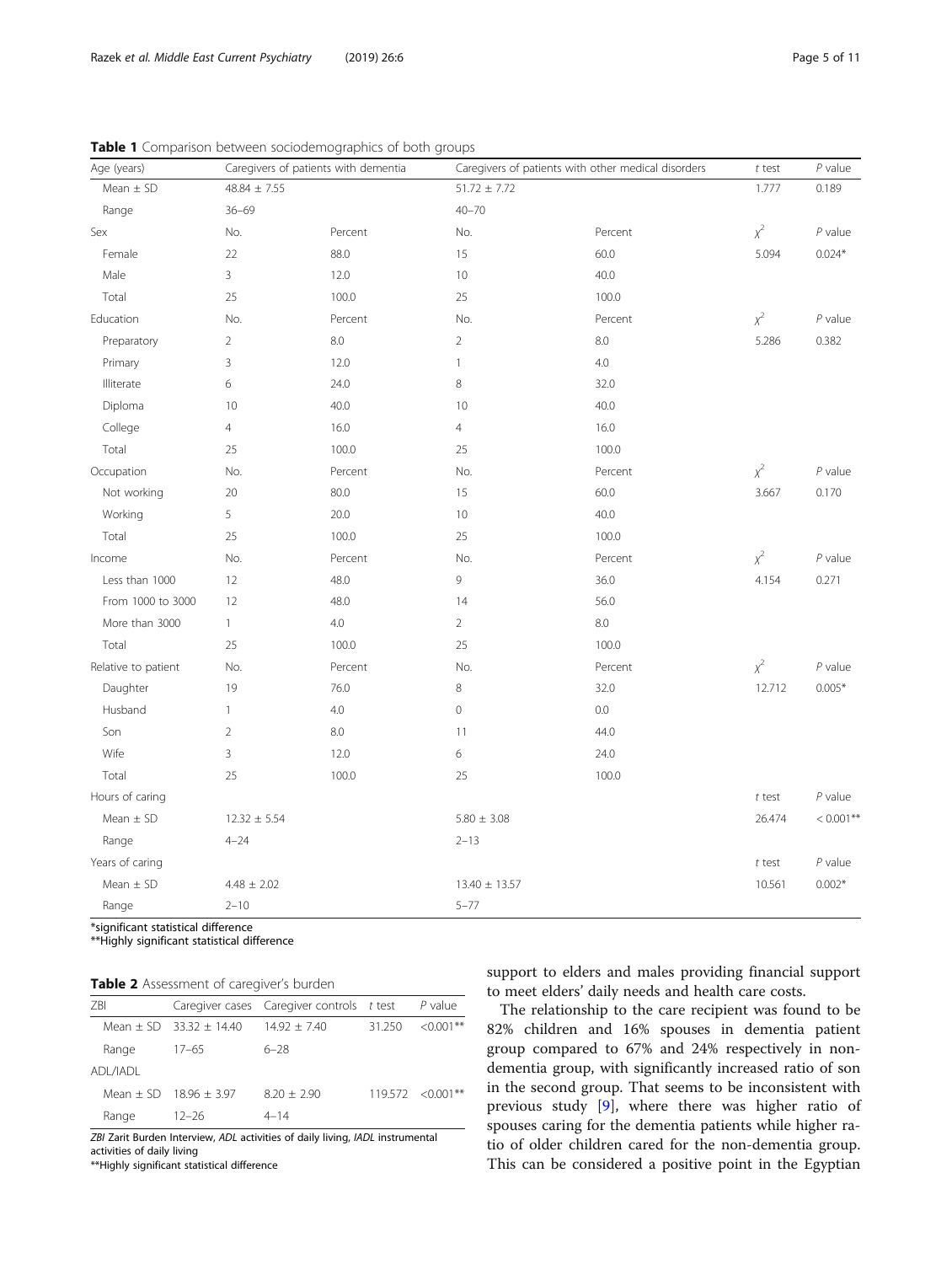**Table 1** Comparison between sociodemographics of both groups

| Age (years) | Caregivers of patients with dementia | | Caregivers of patients with other medical disorders | | *t* test | *P* value |
|---|---|---|---|---|---|---|
| Mean ± SD | 48.84 ± 7.55 | | 51.72 ± 7.72 | | 1.777 | 0.189 |
| Range | 36–69 | | 40–70 | | | |
| Sex | No. | Percent | No. | Percent | $\chi^2$ | *P* value |
| Female | 22 | 88.0 | 15 | 60.0 | 5.094 | 0.024* |
| Male | 3 | 12.0 | 10 | 40.0 | | |
| Total | 25 | 100.0 | 25 | 100.0 | | |
| Education | No. | Percent | No. | Percent | $\chi^2$ | *P* value |
| Preparatory | 2 | 8.0 | 2 | 8.0 | 5.286 | 0.382 |
| Primary | 3 | 12.0 | 1 | 4.0 | | |
| Illiterate | 6 | 24.0 | 8 | 32.0 | | |
| Diploma | 10 | 40.0 | 10 | 40.0 | | |
| College | 4 | 16.0 | 4 | 16.0 | | |
| Total | 25 | 100.0 | 25 | 100.0 | | |
| Occupation | No. | Percent | No. | Percent | $\chi^2$ | *P* value |
| Not working | 20 | 80.0 | 15 | 60.0 | 3.667 | 0.170 |
| Working | 5 | 20.0 | 10 | 40.0 | | |
| Total | 25 | 100.0 | 25 | 100.0 | | |
| Income | No. | Percent | No. | Percent | $\chi^2$ | *P* value |
| Less than 1000 | 12 | 48.0 | 9 | 36.0 | 4.154 | 0.271 |
| From 1000 to 3000 | 12 | 48.0 | 14 | 56.0 | | |
| More than 3000 | 1 | 4.0 | 2 | 8.0 | | |
| Total | 25 | 100.0 | 25 | 100.0 | | |
| Relative to patient | No. | Percent | No. | Percent | $\chi^2$ | *P* value |
| Daughter | 19 | 76.0 | 8 | 32.0 | 12.712 | 0.005* |
| Husband | 1 | 4.0 | 0 | 0.0 | | |
| Son | 2 | 8.0 | 11 | 44.0 | | |
| Wife | 3 | 12.0 | 6 | 24.0 | | |
| Total | 25 | 100.0 | 25 | 100.0 | | |
| Hours of caring | | | | | *t* test | *P* value |
| Mean ± SD | 12.32 ± 5.54 | | 5.80 ± 3.08 | | 26.474 | < 0.001** |
| Range | 4–24 | | 2–13 | | | |
| Years of caring | | | | | *t* test | *P* value |
| Mean ± SD | 4.48 ± 2.02 | | 13.40 ± 13.57 | | 10.561 | 0.002* |
| Range | 2–10 | | 5–77 | | | |

*significant statistical difference
**Highly significant statistical difference

**Table 2** Assessment of caregiver's burden

| ZBI | Caregiver cases | Caregiver controls | *t* test | *P* value |
|---|---|---|---|---|
| Mean ± SD | 33.32 ± 14.40 | 14.92 ± 7.40 | 31.250 | <0.001** |
| Range | 17–65 | 6–28 | | |
| ADL/IADL | | | | |
| Mean ± SD | 18.96 ± 3.97 | 8.20 ± 2.90 | 119.572 | <0.001** |
| Range | 12–26 | 4–14 | | |

*ZBI* Zarit Burden Interview, *ADL* activities of daily living, *IADL* instrumental activities of daily living
**Highly significant statistical difference

support to elders and males providing financial support to meet elders' daily needs and health care costs.

The relationship to the care recipient was found to be 82% children and 16% spouses in dementia patient group compared to 67% and 24% respectively in non-dementia group, with significantly increased ratio of son in the second group. That seems to be inconsistent with previous study [9], where there was higher ratio of spouses caring for the dementia patients while higher ratio of older children cared for the non-dementia group. This can be considered a positive point in the Egyptian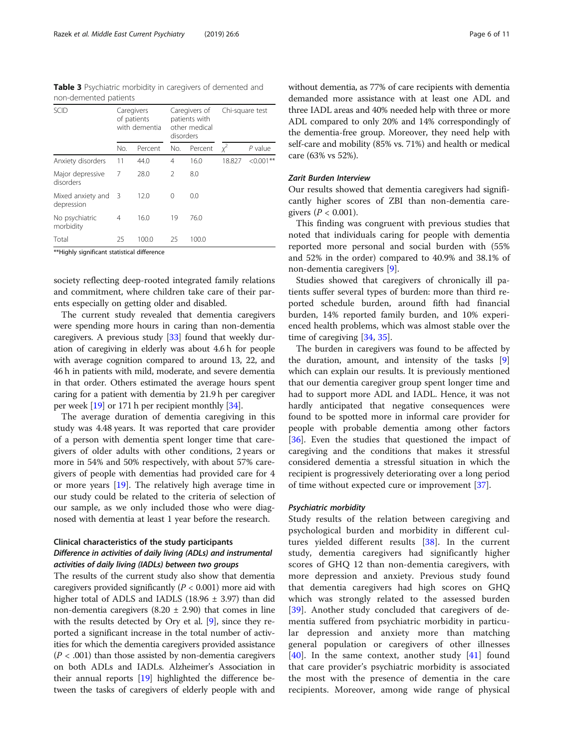**Table 3** Psychiatric morbidity in caregivers of demented and non-demented patients

| SCID | Caregivers of patients with dementia | | Caregivers of patients with other medical disorders | | Chi-square test | |
|---|---|---|---|---|---|---|
| | No. | Percent | No. | Percent | $\chi^2$ | P value |
| Anxiety disorders | 11 | 44.0 | 4 | 16.0 | 18.827 | <0.001** |
| Major depressive disorders | 7 | 28.0 | 2 | 8.0 | | |
| Mixed anxiety and depression | 3 | 12.0 | 0 | 0.0 | | |
| No psychiatric morbidity | 4 | 16.0 | 19 | 76.0 | | |
| Total | 25 | 100.0 | 25 | 100.0 | | |

**Highly significant statistical difference

society reflecting deep-rooted integrated family relations and commitment, where children take care of their parents especially on getting older and disabled.

The current study revealed that dementia caregivers were spending more hours in caring than non-dementia caregivers. A previous study [33] found that weekly duration of caregiving in elderly was about 4.6 h for people with average cognition compared to around 13, 22, and 46 h in patients with mild, moderate, and severe dementia in that order. Others estimated the average hours spent caring for a patient with dementia by 21.9 h per caregiver per week [19] or 171 h per recipient monthly [34].

The average duration of dementia caregiving in this study was 4.48 years. It was reported that care provider of a person with dementia spent longer time that caregivers of older adults with other conditions, 2 years or more in 54% and 50% respectively, with about 57% caregivers of people with dementias had provided care for 4 or more years [19]. The relatively high average time in our study could be related to the criteria of selection of our sample, as we only included those who were diagnosed with dementia at least 1 year before the research.

### Clinical characteristics of the study participants

#### *Difference in activities of daily living (ADLs) and instrumental activities of daily living (IADLs) between two groups*

The results of the current study also show that dementia caregivers provided significantly ($P < 0.001$) more aid with higher total of ADLS and IADLS (18.96 ± 3.97) than did non-dementia caregivers (8.20 ± 2.90) that comes in line with the results detected by Ory et al. [9], since they reported a significant increase in the total number of activities for which the dementia caregivers provided assistance ($P < .001$) than those assisted by non-dementia caregivers on both ADLs and IADLs. Alzheimer's Association in their annual reports [19] highlighted the difference between the tasks of caregivers of elderly people with and without dementia, as 77% of care recipients with dementia demanded more assistance with at least one ADL and three IADL areas and 40% needed help with three or more ADL compared to only 20% and 14% correspondingly of the dementia-free group. Moreover, they need help with self-care and mobility (85% vs. 71%) and health or medical care (63% vs 52%).

#### *Zarit Burden Interview*

Our results showed that dementia caregivers had significantly higher scores of ZBI than non-dementia caregivers ($P < 0.001$).

This finding was congruent with previous studies that noted that individuals caring for people with dementia reported more personal and social burden with (55% and 52% in the order) compared to 40.9% and 38.1% of non-dementia caregivers [9].

Studies showed that caregivers of chronically ill patients suffer several types of burden: more than third reported schedule burden, around fifth had financial burden, 14% reported family burden, and 10% experienced health problems, which was almost stable over the time of caregiving [34, 35].

The burden in caregivers was found to be affected by the duration, amount, and intensity of the tasks [9] which can explain our results. It is previously mentioned that our dementia caregiver group spent longer time and had to support more ADL and IADL. Hence, it was not hardly anticipated that negative consequences were found to be spotted more in informal care provider for people with probable dementia among other factors [36]. Even the studies that questioned the impact of caregiving and the conditions that makes it stressful considered dementia a stressful situation in which the recipient is progressively deteriorating over a long period of time without expected cure or improvement [37].

#### *Psychiatric morbidity*

Study results of the relation between caregiving and psychological burden and morbidity in different cultures yielded different results [38]. In the current study, dementia caregivers had significantly higher scores of GHQ 12 than non-dementia caregivers, with more depression and anxiety. Previous study found that dementia caregivers had high scores on GHQ which was strongly related to the assessed burden [39]. Another study concluded that caregivers of dementia suffered from psychiatric morbidity in particular depression and anxiety more than matching general population or caregivers of other illnesses [40]. In the same context, another study [41] found that care provider's psychiatric morbidity is associated the most with the presence of dementia in the care recipients. Moreover, among wide range of physical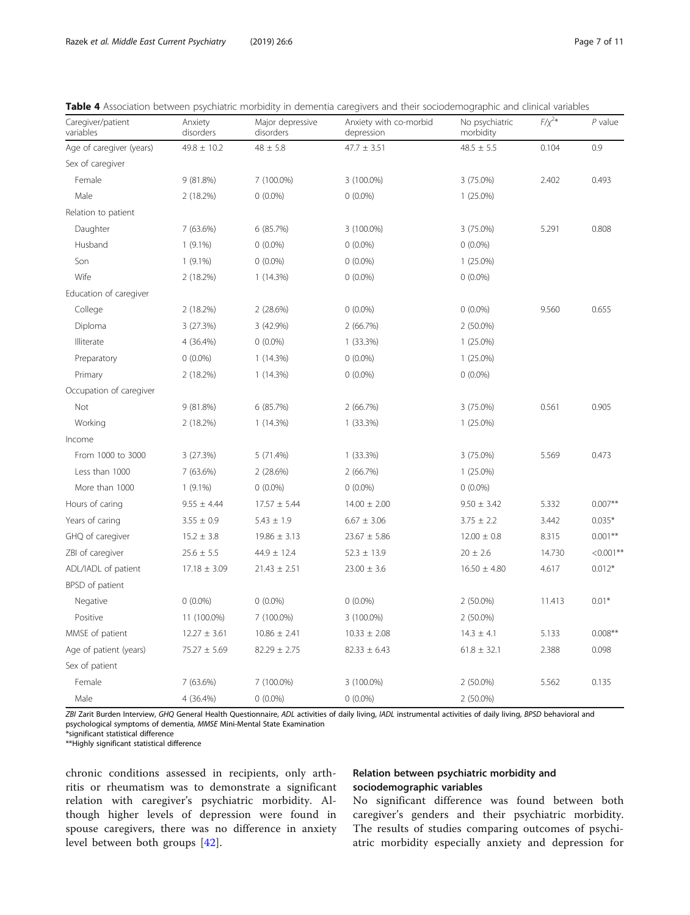**Table 4** Association between psychiatric morbidity in dementia caregivers and their sociodemographic and clinical variables

| Caregiver/patient variables | Anxiety disorders | Major depressive disorders | Anxiety with co-morbid depression | No psychiatric morbidity | $F/\chi^2$* | $P$ value |
|---|---|---|---|---|---|---|
| Age of caregiver (years) | 49.8 ± 10.2 | 48 ± 5.8 | 47.7 ± 3.51 | 48.5 ± 5.5 | 0.104 | 0.9 |
| Sex of caregiver | | | | | | |
| Female | 9 (81.8%) | 7 (100.0%) | 3 (100.0%) | 3 (75.0%) | 2.402 | 0.493 |
| Male | 2 (18.2%) | 0 (0.0%) | 0 (0.0%) | 1 (25.0%) | | |
| Relation to patient | | | | | | |
| Daughter | 7 (63.6%) | 6 (85.7%) | 3 (100.0%) | 3 (75.0%) | 5.291 | 0.808 |
| Husband | 1 (9.1%) | 0 (0.0%) | 0 (0.0%) | 0 (0.0%) | | |
| Son | 1 (9.1%) | 0 (0.0%) | 0 (0.0%) | 1 (25.0%) | | |
| Wife | 2 (18.2%) | 1 (14.3%) | 0 (0.0%) | 0 (0.0%) | | |
| Education of caregiver | | | | | | |
| College | 2 (18.2%) | 2 (28.6%) | 0 (0.0%) | 0 (0.0%) | 9.560 | 0.655 |
| Diploma | 3 (27.3%) | 3 (42.9%) | 2 (66.7%) | 2 (50.0%) | | |
| Illiterate | 4 (36.4%) | 0 (0.0%) | 1 (33.3%) | 1 (25.0%) | | |
| Preparatory | 0 (0.0%) | 1 (14.3%) | 0 (0.0%) | 1 (25.0%) | | |
| Primary | 2 (18.2%) | 1 (14.3%) | 0 (0.0%) | 0 (0.0%) | | |
| Occupation of caregiver | | | | | | |
| Not | 9 (81.8%) | 6 (85.7%) | 2 (66.7%) | 3 (75.0%) | 0.561 | 0.905 |
| Working | 2 (18.2%) | 1 (14.3%) | 1 (33.3%) | 1 (25.0%) | | |
| Income | | | | | | |
| From 1000 to 3000 | 3 (27.3%) | 5 (71.4%) | 1 (33.3%) | 3 (75.0%) | 5.569 | 0.473 |
| Less than 1000 | 7 (63.6%) | 2 (28.6%) | 2 (66.7%) | 1 (25.0%) | | |
| More than 1000 | 1 (9.1%) | 0 (0.0%) | 0 (0.0%) | 0 (0.0%) | | |
| Hours of caring | 9.55 ± 4.44 | 17.57 ± 5.44 | 14.00 ± 2.00 | 9.50 ± 3.42 | 5.332 | 0.007** |
| Years of caring | 3.55 ± 0.9 | 5.43 ± 1.9 | 6.67 ± 3.06 | 3.75 ± 2.2 | 3.442 | 0.035* |
| GHQ of caregiver | 15.2 ± 3.8 | 19.86 ± 3.13 | 23.67 ± 5.86 | 12.00 ± 0.8 | 8.315 | 0.001** |
| ZBI of caregiver | 25.6 ± 5.5 | 44.9 ± 12.4 | 52.3 ± 13.9 | 20 ± 2.6 | 14.730 | <0.001** |
| ADL/IADL of patient | 17.18 ± 3.09 | 21.43 ± 2.51 | 23.00 ± 3.6 | 16.50 ± 4.80 | 4.617 | 0.012* |
| BPSD of patient | | | | | | |
| Negative | 0 (0.0%) | 0 (0.0%) | 0 (0.0%) | 2 (50.0%) | 11.413 | 0.01* |
| Positive | 11 (100.0%) | 7 (100.0%) | 3 (100.0%) | 2 (50.0%) | | |
| MMSE of patient | 12.27 ± 3.61 | 10.86 ± 2.41 | 10.33 ± 2.08 | 14.3 ± 4.1 | 5.133 | 0.008** |
| Age of patient (years) | 75.27 ± 5.69 | 82.29 ± 2.75 | 82.33 ± 6.43 | 61.8 ± 32.1 | 2.388 | 0.098 |
| Sex of patient | | | | | | |
| Female | 7 (63.6%) | 7 (100.0%) | 3 (100.0%) | 2 (50.0%) | 5.562 | 0.135 |
| Male | 4 (36.4%) | 0 (0.0%) | 0 (0.0%) | 2 (50.0%) | | |

*ZBI* Zarit Burden Interview, *GHQ* General Health Questionnaire, *ADL* activities of daily living, *IADL* instrumental activities of daily living, *BPSD* behavioral and psychological symptoms of dementia, *MMSE* Mini-Mental State Examination
*significant statistical difference
**Highly significant statistical difference

chronic conditions assessed in recipients, only arthritis or rheumatism was to demonstrate a significant relation with caregiver's psychiatric morbidity. Although higher levels of depression were found in spouse caregivers, there was no difference in anxiety level between both groups [42].

### Relation between psychiatric morbidity and sociodemographic variables

No significant difference was found between both caregiver's genders and their psychiatric morbidity. The results of studies comparing outcomes of psychiatric morbidity especially anxiety and depression for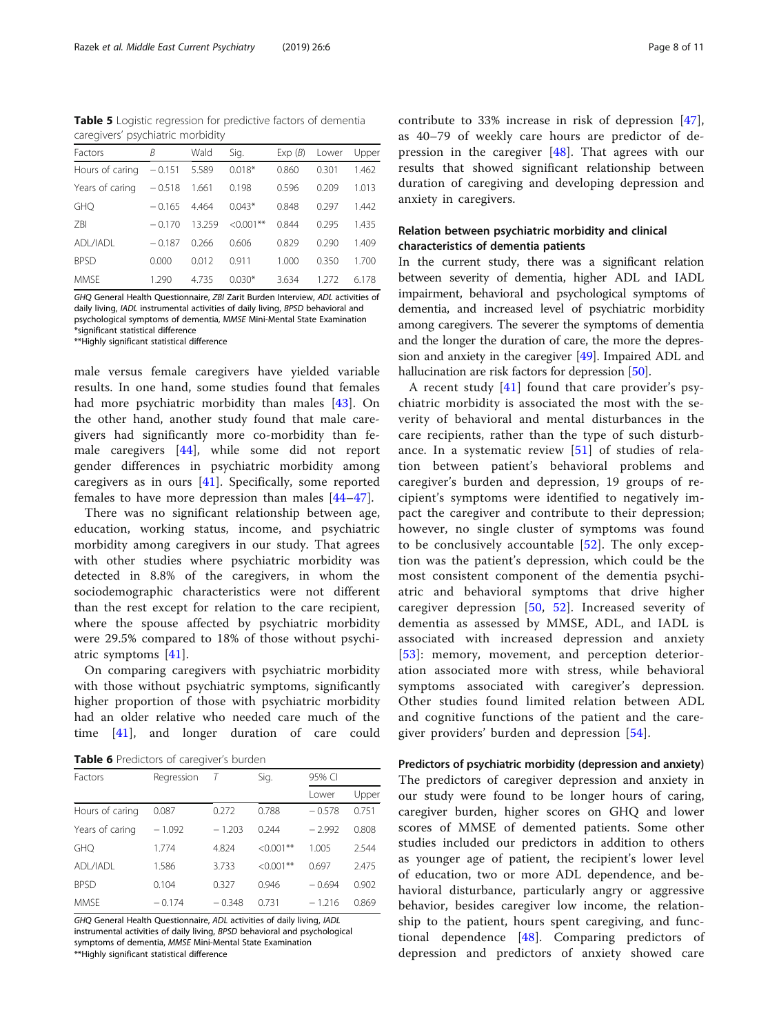**Table 5** Logistic regression for predictive factors of dementia caregivers' psychiatric morbidity

| Factors | B | Wald | Sig. | Exp (B) | Lower | Upper |
|---|---|---|---|---|---|---|
| Hours of caring | − 0.151 | 5.589 | 0.018* | 0.860 | 0.301 | 1.462 |
| Years of caring | − 0.518 | 1.661 | 0.198 | 0.596 | 0.209 | 1.013 |
| GHQ | − 0.165 | 4.464 | 0.043* | 0.848 | 0.297 | 1.442 |
| ZBI | − 0.170 | 13.259 | <0.001** | 0.844 | 0.295 | 1.435 |
| ADL/IADL | − 0.187 | 0.266 | 0.606 | 0.829 | 0.290 | 1.409 |
| BPSD | 0.000 | 0.012 | 0.911 | 1.000 | 0.350 | 1.700 |
| MMSE | 1.290 | 4.735 | 0.030* | 3.634 | 1.272 | 6.178 |

*GHQ* General Health Questionnaire, *ZBI* Zarit Burden Interview, *ADL* activities of daily living, *IADL* instrumental activities of daily living, *BPSD* behavioral and psychological symptoms of dementia, *MMSE* Mini-Mental State Examination
*significant statistical difference
**Highly significant statistical difference

male versus female caregivers have yielded variable results. In one hand, some studies found that females had more psychiatric morbidity than males [43]. On the other hand, another study found that male caregivers had significantly more co-morbidity than female caregivers [44], while some did not report gender differences in psychiatric morbidity among caregivers as in ours [41]. Specifically, some reported females to have more depression than males [44–47].

There was no significant relationship between age, education, working status, income, and psychiatric morbidity among caregivers in our study. That agrees with other studies where psychiatric morbidity was detected in 8.8% of the caregivers, in whom the sociodemographic characteristics were not different than the rest except for relation to the care recipient, where the spouse affected by psychiatric morbidity were 29.5% compared to 18% of those without psychiatric symptoms [41].

On comparing caregivers with psychiatric morbidity with those without psychiatric symptoms, significantly higher proportion of those with psychiatric morbidity had an older relative who needed care much of the time [41], and longer duration of care could contribute to 33% increase in risk of depression [47], as 40–79 of weekly care hours are predictor of depression in the caregiver [48]. That agrees with our results that showed significant relationship between duration of caregiving and developing depression and anxiety in caregivers.

**Table 6** Predictors of caregiver's burden

| Factors | Regression | T | Sig. | 95% CI | |
|---|---|---|---|---|---|
| | | | | Lower | Upper |
| Hours of caring | 0.087 | 0.272 | 0.788 | − 0.578 | 0.751 |
| Years of caring | − 1.092 | − 1.203 | 0.244 | − 2.992 | 0.808 |
| GHQ | 1.774 | 4.824 | <0.001** | 1.005 | 2.544 |
| ADL/IADL | 1.586 | 3.733 | <0.001** | 0.697 | 2.475 |
| BPSD | 0.104 | 0.327 | 0.946 | − 0.694 | 0.902 |
| MMSE | − 0.174 | − 0.348 | 0.731 | − 1.216 | 0.869 |

*GHQ* General Health Questionnaire, *ADL* activities of daily living, *IADL* instrumental activities of daily living, *BPSD* behavioral and psychological symptoms of dementia, *MMSE* Mini-Mental State Examination
**Highly significant statistical difference

## Relation between psychiatric morbidity and clinical characteristics of dementia patients

In the current study, there was a significant relation between severity of dementia, higher ADL and IADL impairment, behavioral and psychological symptoms of dementia, and increased level of psychiatric morbidity among caregivers. The severer the symptoms of dementia and the longer the duration of care, the more the depression and anxiety in the caregiver [49]. Impaired ADL and hallucination are risk factors for depression [50].

A recent study [41] found that care provider's psychiatric morbidity is associated the most with the severity of behavioral and mental disturbances in the care recipients, rather than the type of such disturbance. In a systematic review [51] of studies of relation between patient's behavioral problems and caregiver's burden and depression, 19 groups of recipient's symptoms were identified to negatively impact the caregiver and contribute to their depression; however, no single cluster of symptoms was found to be conclusively accountable [52]. The only exception was the patient's depression, which could be the most consistent component of the dementia psychiatric and behavioral symptoms that drive higher caregiver depression [50, 52]. Increased severity of dementia as assessed by MMSE, ADL, and IADL is associated with increased depression and anxiety [53]: memory, movement, and perception deterioration associated more with stress, while behavioral symptoms associated with caregiver's depression. Other studies found limited relation between ADL and cognitive functions of the patient and the caregiver providers' burden and depression [54].

## Predictors of psychiatric morbidity (depression and anxiety)

The predictors of caregiver depression and anxiety in our study were found to be longer hours of caring, caregiver burden, higher scores on GHQ and lower scores of MMSE of demented patients. Some other studies included our predictors in addition to others as younger age of patient, the recipient's lower level of education, two or more ADL dependence, and behavioral disturbance, particularly angry or aggressive behavior, besides caregiver low income, the relationship to the patient, hours spent caregiving, and functional dependence [48]. Comparing predictors of depression and predictors of anxiety showed care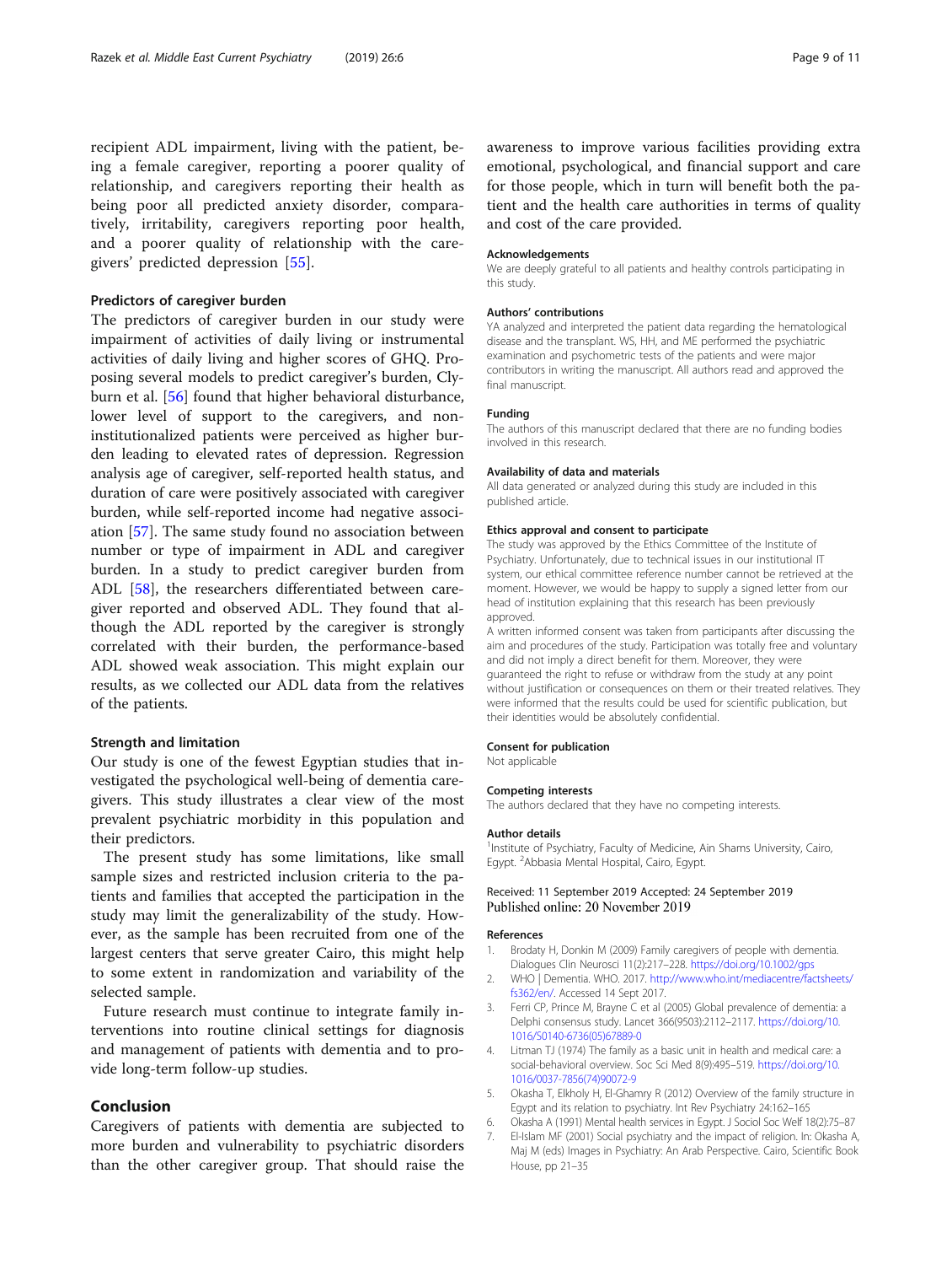recipient ADL impairment, living with the patient, being a female caregiver, reporting a poorer quality of relationship, and caregivers reporting their health as being poor all predicted anxiety disorder, comparatively, irritability, caregivers reporting poor health, and a poorer quality of relationship with the caregivers' predicted depression [55].

### Predictors of caregiver burden

The predictors of caregiver burden in our study were impairment of activities of daily living or instrumental activities of daily living and higher scores of GHQ. Proposing several models to predict caregiver's burden, Clyburn et al. [56] found that higher behavioral disturbance, lower level of support to the caregivers, and non-institutionalized patients were perceived as higher burden leading to elevated rates of depression. Regression analysis age of caregiver, self-reported health status, and duration of care were positively associated with caregiver burden, while self-reported income had negative association [57]. The same study found no association between number or type of impairment in ADL and caregiver burden. In a study to predict caregiver burden from ADL [58], the researchers differentiated between caregiver reported and observed ADL. They found that although the ADL reported by the caregiver is strongly correlated with their burden, the performance-based ADL showed weak association. This might explain our results, as we collected our ADL data from the relatives of the patients.

### Strength and limitation

Our study is one of the fewest Egyptian studies that investigated the psychological well-being of dementia caregivers. This study illustrates a clear view of the most prevalent psychiatric morbidity in this population and their predictors.

The present study has some limitations, like small sample sizes and restricted inclusion criteria to the patients and families that accepted the participation in the study may limit the generalizability of the study. However, as the sample has been recruited from one of the largest centers that serve greater Cairo, this might help to some extent in randomization and variability of the selected sample.

Future research must continue to integrate family interventions into routine clinical settings for diagnosis and management of patients with dementia and to provide long-term follow-up studies.

## Conclusion

Caregivers of patients with dementia are subjected to more burden and vulnerability to psychiatric disorders than the other caregiver group. That should raise the awareness to improve various facilities providing extra emotional, psychological, and financial support and care for those people, which in turn will benefit both the patient and the health care authorities in terms of quality and cost of the care provided.

#### Acknowledgements

We are deeply grateful to all patients and healthy controls participating in this study.

#### Authors' contributions

YA analyzed and interpreted the patient data regarding the hematological disease and the transplant. WS, HH, and ME performed the psychiatric examination and psychometric tests of the patients and were major contributors in writing the manuscript. All authors read and approved the final manuscript.

#### Funding

The authors of this manuscript declared that there are no funding bodies involved in this research.

#### Availability of data and materials

All data generated or analyzed during this study are included in this published article.

#### Ethics approval and consent to participate

The study was approved by the Ethics Committee of the Institute of Psychiatry. Unfortunately, due to technical issues in our institutional IT system, our ethical committee reference number cannot be retrieved at the moment. However, we would be happy to supply a signed letter from our head of institution explaining that this research has been previously approved.

A written informed consent was taken from participants after discussing the aim and procedures of the study. Participation was totally free and voluntary and did not imply a direct benefit for them. Moreover, they were guaranteed the right to refuse or withdraw from the study at any point without justification or consequences on them or their treated relatives. They were informed that the results could be used for scientific publication, but their identities would be absolutely confidential.

#### Consent for publication

Not applicable

#### Competing interests

The authors declared that they have no competing interests.

#### Author details

[1]Institute of Psychiatry, Faculty of Medicine, Ain Shams University, Cairo, Egypt. [2]Abbasia Mental Hospital, Cairo, Egypt.

Received: 11 September 2019 Accepted: 24 September 2019
Published online: 20 November 2019

#### References

1. Brodaty H, Donkin M (2009) Family caregivers of people with dementia. Dialogues Clin Neurosci 11(2):217–228. https://doi.org/10.1002/gps
2. WHO | Dementia. WHO. 2017. http://www.who.int/mediacentre/factsheets/fs362/en/. Accessed 14 Sept 2017.
3. Ferri CP, Prince M, Brayne C et al (2005) Global prevalence of dementia: a Delphi consensus study. Lancet 366(9503):2112–2117. https://doi.org/10.1016/S0140-6736(05)67889-0
4. Litman TJ (1974) The family as a basic unit in health and medical care: a social-behavioral overview. Soc Sci Med 8(9):495–519. https://doi.org/10.1016/0037-7856(74)90072-9
5. Okasha T, Elkholy H, El-Ghamry R (2012) Overview of the family structure in Egypt and its relation to psychiatry. Int Rev Psychiatry 24:162–165
6. Okasha A (1991) Mental health services in Egypt. J Sociol Soc Welf 18(2):75–87
7. El-Islam MF (2001) Social psychiatry and the impact of religion. In: Okasha A, Maj M (eds) Images in Psychiatry: An Arab Perspective. Cairo, Scientific Book House, pp 21–35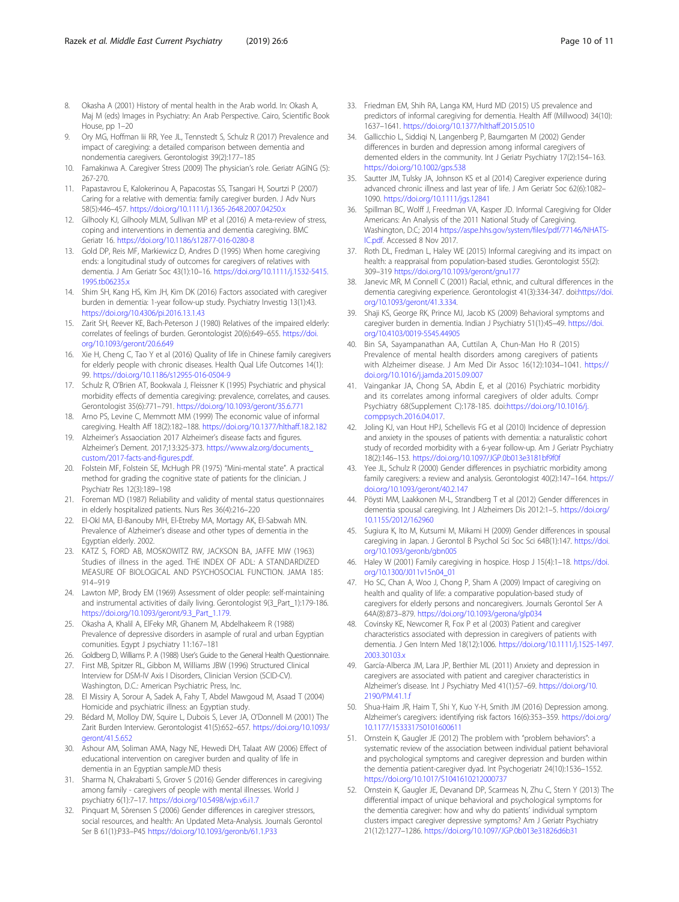8. Okasha A (2001) History of mental health in the Arab world. In: Okash A, Maj M (eds) Images in Psychiatry: An Arab Perspective. Cairo, Scientific Book House, pp 1–20
9. Ory MG, Hoffman Iii RR, Yee JL, Tennstedt S, Schulz R (2017) Prevalence and impact of caregiving: a detailed comparison between dementia and nondementia caregivers. Gerontologist 39(2):177–185
10. Famakinwa A. Caregiver Stress (2009) The physician's role. Geriatr AGING (5): 267-270.
11. Papastavrou E, Kalokerinou A, Papacostas SS, Tsangari H, Sourtzi P (2007) Caring for a relative with dementia: family caregiver burden. J Adv Nurs 58(5):446–457. https://doi.org/10.1111/j.1365-2648.2007.04250.x
12. Gilhooly KJ, Gilhooly MLM, Sullivan MP et al (2016) A meta-review of stress, coping and interventions in dementia and dementia caregiving. BMC Geriatr 16. https://doi.org/10.1186/s12877-016-0280-8
13. Gold DP, Reis MF, Markiewicz D, Andres D (1995) When home caregiving ends: a longitudinal study of outcomes for caregivers of relatives with dementia. J Am Geriatr Soc 43(1):10–16. https://doi.org/10.1111/j.1532-5415.1995.tb06235.x
14. Shim SH, Kang HS, Kim JH, Kim DK (2016) Factors associated with caregiver burden in dementia: 1-year follow-up study. Psychiatry Investig 13(1):43. https://doi.org/10.4306/pi.2016.13.1.43
15. Zarit SH, Reever KE, Bach-Peterson J (1980) Relatives of the impaired elderly: correlates of feelings of burden. Gerontologist 20(6):649–655. https://doi.org/10.1093/geront/20.6.649
16. Xie H, Cheng C, Tao Y et al (2016) Quality of life in Chinese family caregivers for elderly people with chronic diseases. Health Qual Life Outcomes 14(1): 99. https://doi.org/10.1186/s12955-016-0504-9
17. Schulz R, O'Brien AT, Bookwala J, Fleissner K (1995) Psychiatric and physical morbidity effects of dementia caregiving: prevalence, correlates, and causes. Gerontologist 35(6):771–791. https://doi.org/10.1093/geront/35.6.771
18. Arno PS, Levine C, Memmott MM (1999) The economic value of informal caregiving. Health Aff 18(2):182–188. https://doi.org/10.1377/hlthaff.18.2.182
19. Alzheimer's Assaociation 2017 Alzheimer's disease facts and figures. Alzheimer's Dement. 2017;13:325-373. https://www.alz.org/documents_custom/2017-facts-and-figures.pdf.
20. Folstein MF, Folstein SE, McHugh PR (1975) "Mini-mental state". A practical method for grading the cognitive state of patients for the clinician. J Psychiatr Res 12(3):189–198
21. Foreman MD (1987) Reliability and validity of mental status questionnaires in elderly hospitalized patients. Nurs Res 36(4):216–220
22. El-Okl MA, El-Banouby MH, El-Etreby MA, Mortagy AK, El-Sabwah MN. Prevalence of Alzheimer's disease and other types of dementia in the Egyptian elderly. 2002.
23. KATZ S, FORD AB, MOSKOWITZ RW, JACKSON BA, JAFFE MW (1963) Studies of illness in the aged. THE INDEX OF ADL: A STANDARDIZED MEASURE OF BIOLOGICAL AND PSYCHOSOCIAL FUNCTION. JAMA 185: 914–919
24. Lawton MP, Brody EM (1969) Assessment of older people: self-maintaining and instrumental activities of daily living. Gerontologist 9(3_Part_1):179-186. https://doi.org/10.1093/geront/9.3_Part_1.179.
25. Okasha A, Khalil A, ElFeky MR, Ghanem M, Abdelhakeem R (1988) Prevalence of depressive disorders in asample of rural and urban Egyptian comunities. Egypt J psychiatry 11:167–181
26. Goldberg D, Williams P. A (1988) User's Guide to the General Health Questionnaire.
27. First MB, Spitzer RL, Gibbon M, Williams JBW (1996) Structured Clinical Interview for DSM-IV Axis I Disorders, Clinician Version (SCID-CV). Washington, D.C.: American Psychiatric Press, Inc.
28. El Missiry A, Sorour A, Sadek A, Fahy T, Abdel Mawgoud M, Asaad T (2004) Homicide and psychiatric illness: an Egyptian study.
29. Bédard M, Molloy DW, Squire L, Dubois S, Lever JA, O'Donnell M (2001) The Zarit Burden Interview. Gerontologist 41(5):652–657. https://doi.org/10.1093/geront/41.5.652
30. Ashour AM, Soliman AMA, Nagy NE, Hewedi DH, Talaat AW (2006) Effect of educational intervention on caregiver burden and quality of life in dementia in an Egyptian sample.MD thesis
31. Sharma N, Chakrabarti S, Grover S (2016) Gender differences in caregiving among family - caregivers of people with mental illnesses. World J psychiatry 6(1):7–17. https://doi.org/10.5498/wjp.v6.i1.7
32. Pinquart M, Sörensen S (2006) Gender differences in caregiver stressors, social resources, and health: An Updated Meta-Analysis. Journals Gerontol Ser B 61(1):P33–P45 https://doi.org/10.1093/geronb/61.1.P33
33. Friedman EM, Shih RA, Langa KM, Hurd MD (2015) US prevalence and predictors of informal caregiving for dementia. Health Aff (Millwood) 34(10): 1637–1641. https://doi.org/10.1377/hlthaff.2015.0510
34. Gallicchio L, Siddiqi N, Langenberg P, Baumgarten M (2002) Gender differences in burden and depression among informal caregivers of demented elders in the community. Int J Geriatr Psychiatry 17(2):154–163. https://doi.org/10.1002/gps.538
35. Sautter JM, Tulsky JA, Johnson KS et al (2014) Caregiver experience during advanced chronic illness and last year of life. J Am Geriatr Soc 62(6):1082–1090. https://doi.org/10.1111/jgs.12841
36. Spillman BC, Wolff J, Freedman VA, Kasper JD. Informal Caregiving for Older Americans: An Analysis of the 2011 National Study of Caregiving. Washington, D.C; 2014 https://aspe.hhs.gov/system/files/pdf/77146/NHATS-IC.pdf. Accessed 8 Nov 2017.
37. Roth DL, Fredman L, Haley WE (2015) Informal caregiving and its impact on health: a reappraisal from population-based studies. Gerontologist 55(2): 309–319 https://doi.org/10.1093/geront/gnu177
38. Janevic MR, M Connell C (2001) Racial, ethnic, and cultural differences in the dementia caregiving experience. Gerontologist 41(3):334-347. doi:https://doi.org/10.1093/geront/41.3.334.
39. Shaji KS, George RK, Prince MJ, Jacob KS (2009) Behavioral symptoms and caregiver burden in dementia. Indian J Psychiatry 51(1):45–49. https://doi.org/10.4103/0019-5545.44905
40. Bin SA, Sayampanathan AA, Cuttilan A, Chun-Man Ho R (2015) Prevalence of mental health disorders among caregivers of patients with Alzheimer disease. J Am Med Dir Assoc 16(12):1034–1041. https://doi.org/10.1016/j.jamda.2015.09.007
41. Vaingankar JA, Chong SA, Abdin E, et al (2016) Psychiatric morbidity and its correlates among informal caregivers of older adults. Compr Psychiatry 68(Supplement C):178-185. doi:https://doi.org/10.1016/j.comppsych.2016.04.017.
42. Joling KJ, van Hout HPJ, Schellevis FG et al (2010) Incidence of depression and anxiety in the spouses of patients with dementia: a naturalistic cohort study of recorded morbidity with a 6-year follow-up. Am J Geriatr Psychiatry 18(2):146–153. https://doi.org/10.1097/JGP.0b013e3181bf9f0f
43. Yee JL, Schulz R (2000) Gender differences in psychiatric morbidity among family caregivers: a review and analysis. Gerontologist 40(2):147–164. https://doi.org/10.1093/geront/40.2.147
44. Pöysti MM, Laakkonen M-L, Strandberg T et al (2012) Gender differences in dementia spousal caregiving. Int J Alzheimers Dis 2012:1–5. https://doi.org/10.1155/2012/162960
45. Sugiura K, Ito M, Kutsumi M, Mikami H (2009) Gender differences in spousal caregiving in Japan. J Gerontol B Psychol Sci Soc Sci 64B(1):147. https://doi.org/10.1093/geronb/gbn005
46. Haley W (2001) Family caregiving in hospice. Hosp J 15(4):1–18. https://doi.org/10.1300/J011v15n04_01
47. Ho SC, Chan A, Woo J, Chong P, Sham A (2009) Impact of caregiving on health and quality of life: a comparative population-based study of caregivers for elderly persons and noncaregivers. Journals Gerontol Ser A 64A(8):873–879. https://doi.org/10.1093/gerona/glp034
48. Covinsky KE, Newcomer R, Fox P et al (2003) Patient and caregiver characteristics associated with depression in caregivers of patients with dementia. J Gen Intern Med 18(12):1006. https://doi.org/10.1111/j.1525-1497.2003.30103.x
49. García-Alberca JM, Lara JP, Berthier ML (2011) Anxiety and depression in caregivers are associated with patient and caregiver characteristics in Alzheimer's disease. Int J Psychiatry Med 41(1):57–69. https://doi.org/10.2190/PM.41.1.f
50. Shua-Haim JR, Haim T, Shi Y, Kuo Y-H, Smith JM (2016) Depression among. Alzheimer's caregivers: identifying risk factors 16(6):353–359. https://doi.org/10.1177/153331750101600611
51. Ornstein K, Gaugler JE (2012) The problem with "problem behaviors": a systematic review of the association between individual patient behavioral and psychological symptoms and caregiver depression and burden within the dementia patient-caregiver dyad. Int Psychogeriatr 24(10):1536–1552. https://doi.org/10.1017/S1041610212000737
52. Ornstein K, Gaugler JE, Devanand DP, Scarmeas N, Zhu C, Stern Y (2013) The differential impact of unique behavioral and psychological symptoms for the dementia caregiver: how and why do patients' individual symptom clusters impact caregiver depressive symptoms? Am J Geriatr Psychiatry 21(12):1277–1286. https://doi.org/10.1097/JGP.0b013e31826d6b31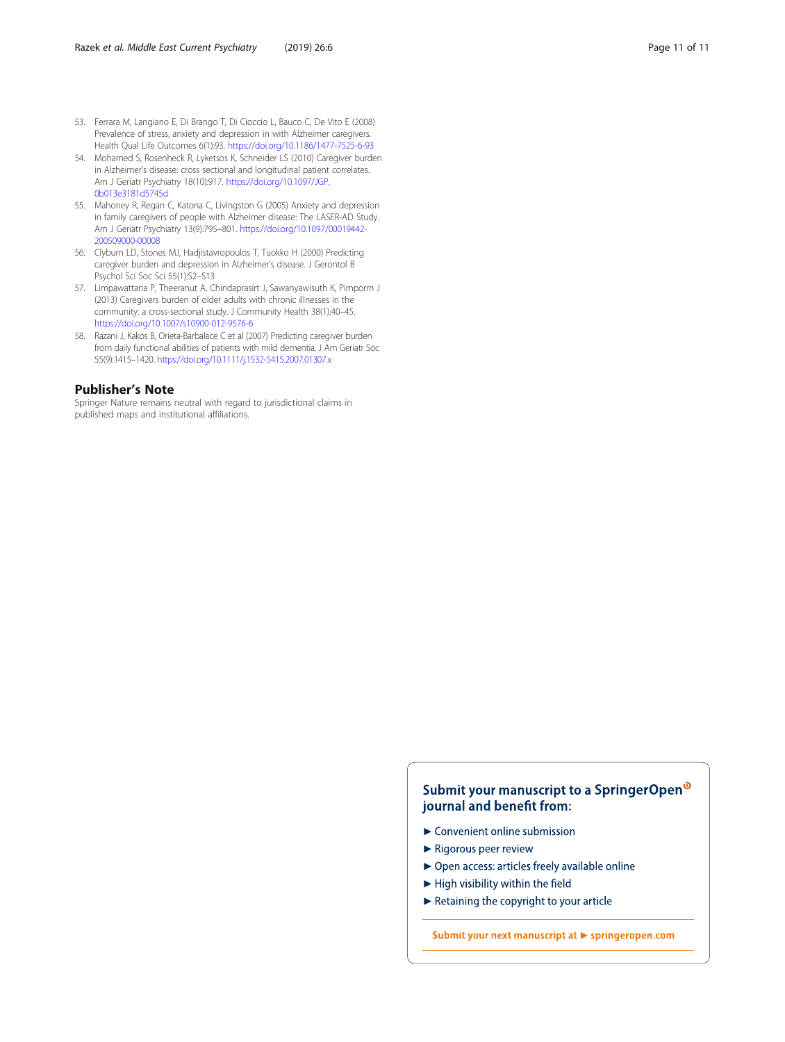53. Ferrara M, Langiano E, Di Brango T, Di Cioccio L, Bauco C, De Vito E (2008) Prevalence of stress, anxiety and depression in with Alzheimer caregivers. Health Qual Life Outcomes 6(1):93. https://doi.org/10.1186/1477-7525-6-93
54. Mohamed S, Rosenheck R, Lyketsos K, Schneider LS (2010) Caregiver burden in Alzheimer's disease: cross sectional and longitudinal patient correlates. Am J Geriatr Psychiatry 18(10):917. https://doi.org/10.1097/JGP.0b013e3181d5745d
55. Mahoney R, Regan C, Katona C, Livingston G (2005) Anxiety and depression in family caregivers of people with Alzheimer disease: The LASER-AD Study. Am J Geriatr Psychiatry 13(9):795–801. https://doi.org/10.1097/00019442-200509000-00008
56. Clyburn LD, Stones MJ, Hadjistavropoulos T, Tuokko H (2000) Predicting caregiver burden and depression in Alzheimer's disease. J Gerontol B Psychol Sci Soc Sci 55(1):S2–S13
57. Limpawattana P, Theeranut A, Chindaprasirt J, Sawanyawisuth K, Pimporm J (2013) Caregivers burden of older adults with chronic illnesses in the community: a cross-sectional study. J Community Health 38(1):40–45. https://doi.org/10.1007/s10900-012-9576-6
58. Razani J, Kakos B, Orieta-Barbalace C et al (2007) Predicting caregiver burden from daily functional abilities of patients with mild dementia. J Am Geriatr Soc 55(9):1415–1420. https://doi.org/10.1111/j.1532-5415.2007.01307.x

## Publisher's Note

Springer Nature remains neutral with regard to jurisdictional claims in published maps and institutional affiliations.

**Submit your manuscript to a SpringerOpen journal and benefit from:**

- ► Convenient online submission
- ► Rigorous peer review
- ► Open access: articles freely available online
- ► High visibility within the field
- ► Retaining the copyright to your article

**Submit your next manuscript at ► springeropen.com**